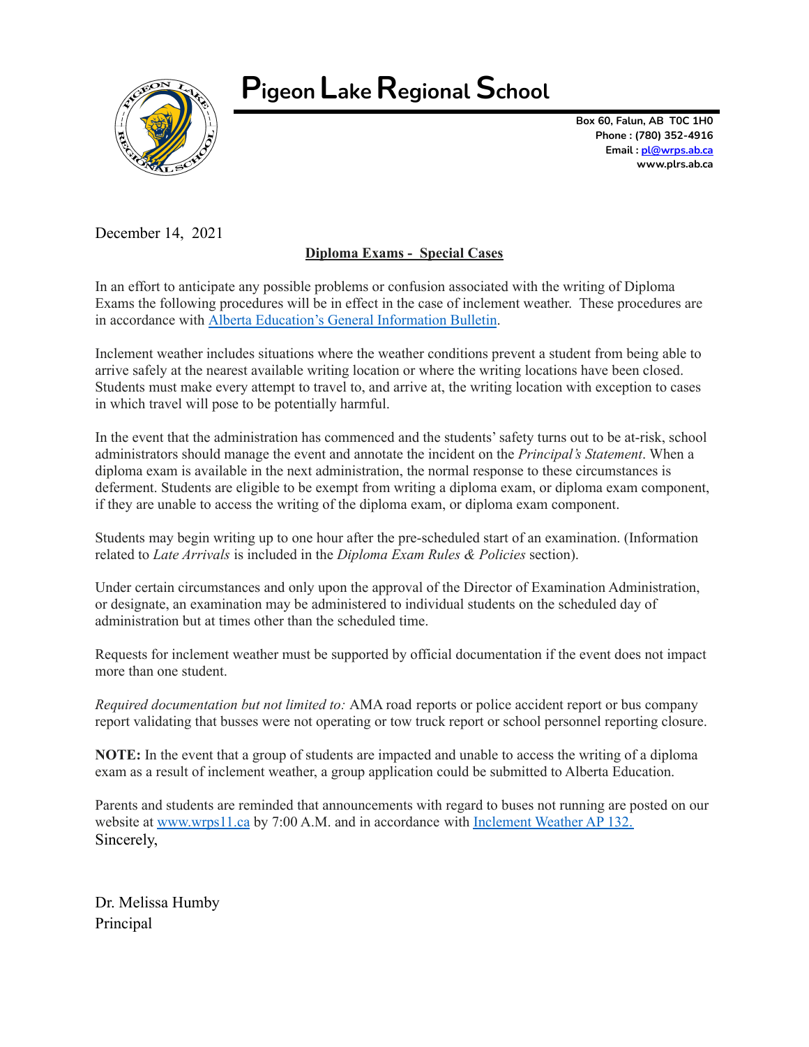# Pigeon Lake Regional School

**Box 60, Falun, AB T0C 1H0**
**Phone : (780) 352-4916**
**Email : pl@wrps.ab.ca**
**www.plrs.ab.ca**

December 14, 2021

**Diploma Exams - Special Cases**

In an effort to anticipate any possible problems or confusion associated with the writing of Diploma Exams the following procedures will be in effect in the case of inclement weather. These procedures are in accordance with [Alberta Education's General Information Bulletin](#).

Inclement weather includes situations where the weather conditions prevent a student from being able to arrive safely at the nearest available writing location or where the writing locations have been closed. Students must make every attempt to travel to, and arrive at, the writing location with exception to cases in which travel will pose to be potentially harmful.

In the event that the administration has commenced and the students' safety turns out to be at-risk, school administrators should manage the event and annotate the incident on the *Principal's Statement*. When a diploma exam is available in the next administration, the normal response to these circumstances is deferment. Students are eligible to be exempt from writing a diploma exam, or diploma exam component, if they are unable to access the writing of the diploma exam, or diploma exam component.

Students may begin writing up to one hour after the pre-scheduled start of an examination. (Information related to *Late Arrivals* is included in the *Diploma Exam Rules & Policies* section).

Under certain circumstances and only upon the approval of the Director of Examination Administration, or designate, an examination may be administered to individual students on the scheduled day of administration but at times other than the scheduled time.

Requests for inclement weather must be supported by official documentation if the event does not impact more than one student.

*Required documentation but not limited to:* AMA road reports or police accident report or bus company report validating that busses were not operating or tow truck report or school personnel reporting closure.

**NOTE:** In the event that a group of students are impacted and unable to access the writing of a diploma exam as a result of inclement weather, a group application could be submitted to Alberta Education.

Parents and students are reminded that announcements with regard to buses not running are posted on our website at www.wrps11.ca by 7:00 A.M. and in accordance with [Inclement Weather AP 132.](#)
Sincerely,

Dr. Melissa Humby
Principal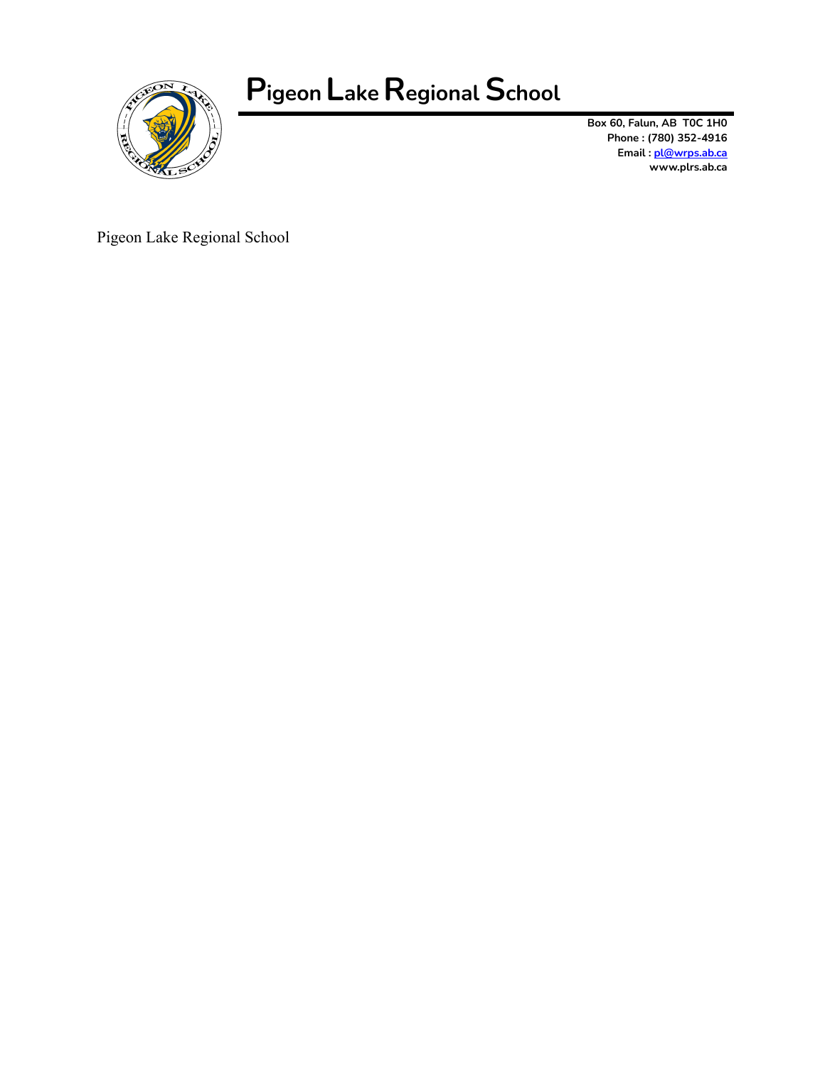# Pigeon Lake Regional School

**Box 60, Falun, AB T0C 1H0**
**Phone : (780) 352-4916**
**Email : pl@wrps.ab.ca**
**www.plrs.ab.ca**

Pigeon Lake Regional School